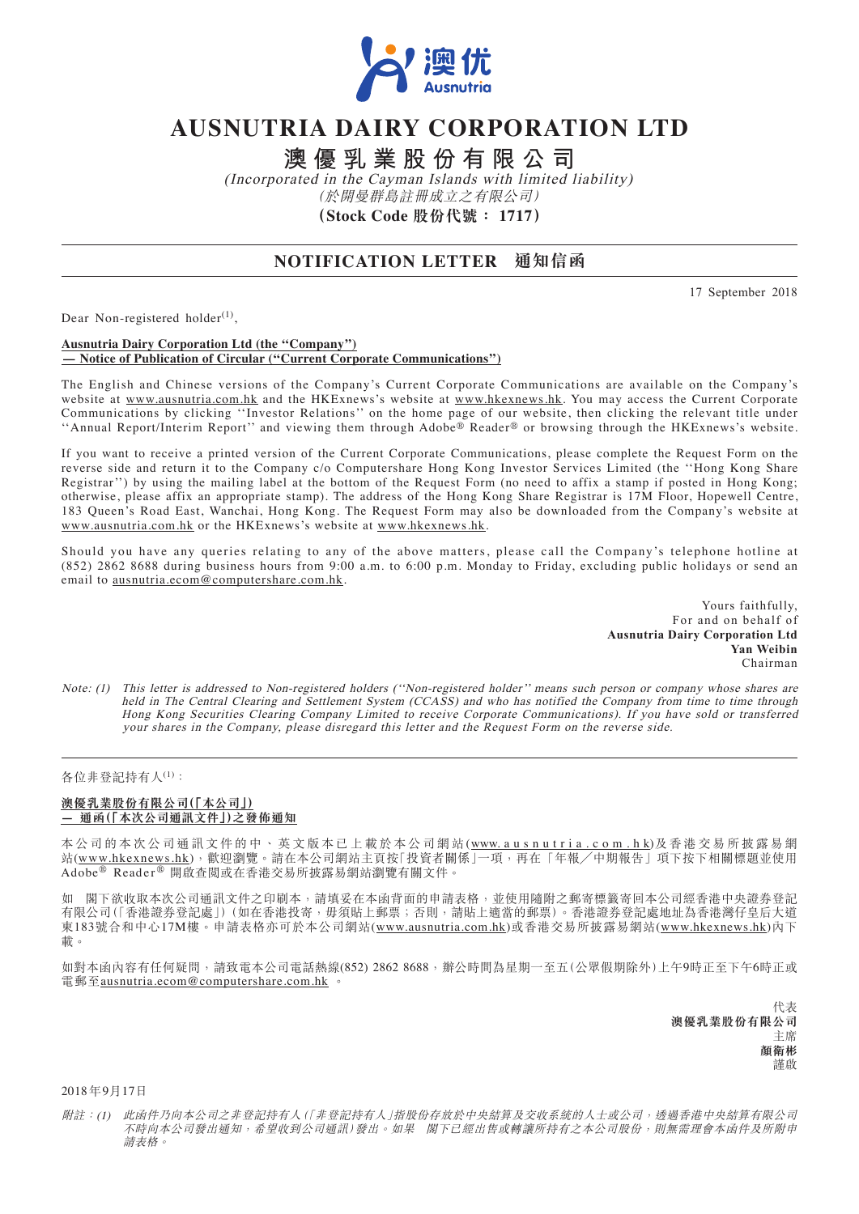# AUSNUTRIA DAIRY CORPORATION LTD

# 澳優乳業股份有限公司

*(Incorporated in the Cayman Islands with limited liability)*

*(於開曼群島註冊成立之有限公司)*

**(Stock Code 股份代號： 1717)**

## NOTIFICATION LETTER 通知信函

17 September 2018

Dear Non-registered holder[1],

**Ausnutria Dairy Corporation Ltd (the "Company")**
**— Notice of Publication of Circular ("Current Corporate Communications")**

The English and Chinese versions of the Company's Current Corporate Communications are available on the Company's website at www.ausnutria.com.hk and the HKExnews's website at www.hkexnews.hk. You may access the Current Corporate Communications by clicking ''Investor Relations'' on the home page of our website, then clicking the relevant title under ''Annual Report/Interim Report'' and viewing them through Adobe® Reader® or browsing through the HKExnews's website.

If you want to receive a printed version of the Current Corporate Communications, please complete the Request Form on the reverse side and return it to the Company c/o Computershare Hong Kong Investor Services Limited (the ''Hong Kong Share Registrar'') by using the mailing label at the bottom of the Request Form (no need to affix a stamp if posted in Hong Kong; otherwise, please affix an appropriate stamp). The address of the Hong Kong Share Registrar is 17M Floor, Hopewell Centre, 183 Queen's Road East, Wanchai, Hong Kong. The Request Form may also be downloaded from the Company's website at www.ausnutria.com.hk or the HKExnews's website at www.hkexnews.hk.

Should you have any queries relating to any of the above matters, please call the Company's telephone hotline at (852) 2862 8688 during business hours from 9:00 a.m. to 6:00 p.m. Monday to Friday, excluding public holidays or send an email to ausnutria.ecom@computershare.com.hk.

Yours faithfully,
For and on behalf of
**Ausnutria Dairy Corporation Ltd**
**Yan Weibin**
Chairman

*Note: (1) This letter is addressed to Non-registered holders (''Non-registered holder'' means such person or company whose shares are held in The Central Clearing and Settlement System (CCASS) and who has notified the Company from time to time through Hong Kong Securities Clearing Company Limited to receive Corporate Communications). If you have sold or transferred your shares in the Company, please disregard this letter and the Request Form on the reverse side.*

---

各位非登記持有人[1]：

**澳優乳業股份有限公司(「本公司」)**
**— 通函(「本次公司通訊文件」)之發佈通知**

本公司的本次公司通訊文件的中、英文版本已上載於本公司網站(www.ausnutria.com.hk)及香港交易所披露易網站(www.hkexnews.hk)，歡迎瀏覽。請在本公司網站主頁按「投資者關係」一項，再在「年報╱中期報告」項下按下相關標題並使用Adobe® Reader® 開啟查閱或在香港交易所披露易網站瀏覽有關文件。

如 閣下欲收取本次公司通訊文件之印刷本，請填妥在本函背面的申請表格，並使用隨附之郵寄標籤寄回本公司經香港中央證券登記有限公司(「香港證券登記處」)(如在香港投寄，毋須貼上郵票；否則，請貼上適當的郵票)。香港證券登記處地址為香港灣仔皇后大道東183號合和中心17M樓。申請表格亦可於本公司網站(www.ausnutria.com.hk)或香港交易所披露易網站(www.hkexnews.hk)內下載。

如對本函內容有任何疑問，請致電本公司電話熱線(852) 2862 8688，辦公時間為星期一至五(公眾假期除外)上午9時正至下午6時正或電郵至ausnutria.ecom@computershare.com.hk 。

代表
**澳優乳業股份有限公司**
主席
**顏衛彬**
謹啟

2018年9月17日

*附註：(1) 此函件乃向本公司之非登記持有人(「非登記持有人」指股份存放於中央結算及交收系統的人士或公司，透過香港中央結算有限公司不時向本公司發出通知，希望收到公司通訊)發出。如果 閣下已經出售或轉讓所持有之本公司股份，則無需理會本函件及所附申請表格。*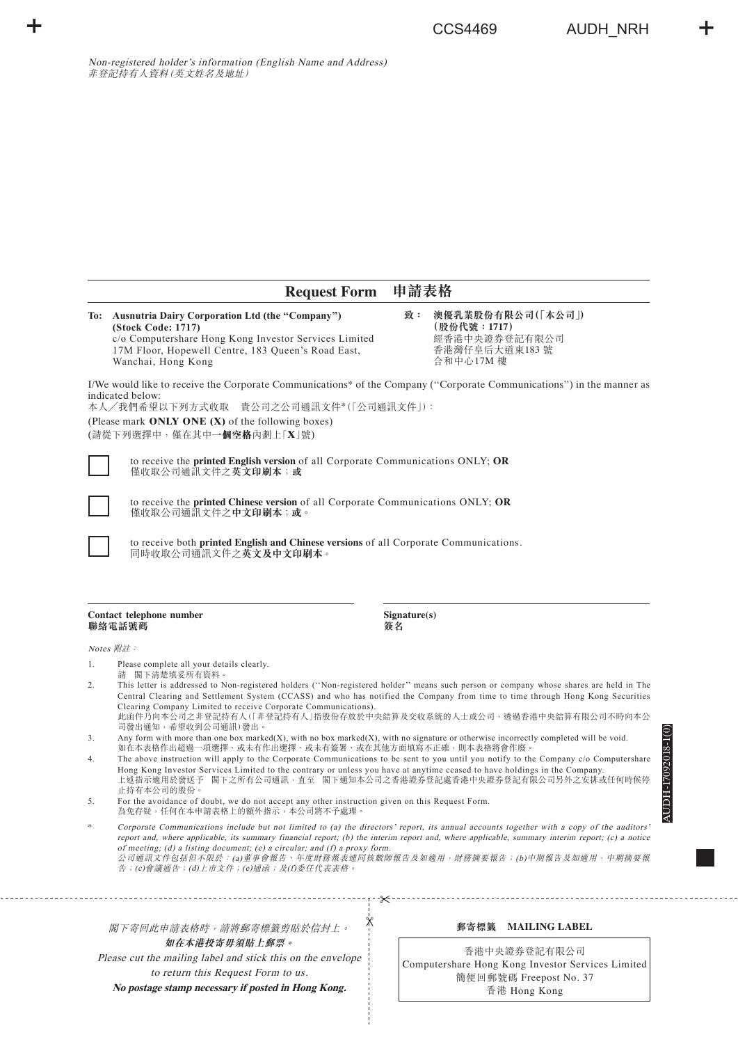*Non-registered holder's information (English Name and Address)*
*非登記持有人資料(英文姓名及地址)*

## Request Form 申請表格

**To: Ausnutria Dairy Corporation Ltd (the "Company")**
**(Stock Code: 1717)**
c/o Computershare Hong Kong Investor Services Limited
17M Floor, Hopewell Centre, 183 Queen's Road East,
Wanchai, Hong Kong

**致： 澳優乳業股份有限公司(「本公司」)**
**(股份代號：1717)**
經香港中央證券登記有限公司
香港灣仔皇后大道東183 號
合和中心17M 樓

I/We would like to receive the Corporate Communications* of the Company ("Corporate Communications") in the manner as indicated below:
本人／我們希望以下列方式收取 貴公司之公司通訊文件*(「公司通訊文件」)：

(Please mark **ONLY ONE (X)** of the following boxes)
(請從下列選擇中，僅在其中**一個空格**內劃上「**X**」號)

☐ to receive the **printed English version** of all Corporate Communications ONLY; **OR**
僅收取公司通訊文件之**英文印刷本**；**或**

☐ to receive the **printed Chinese version** of all Corporate Communications ONLY; **OR**
僅收取公司通訊文件之**中文印刷本**；**或**。

☐ to receive both **printed English and Chinese versions** of all Corporate Communications.
同時收取公司通訊文件之**英文及中文印刷本**。

**Contact telephone number**
**聯絡電話號碼**

**Signature(s)**
**簽名**

*Notes 附註：*

1. Please complete all your details clearly.
   請 閣下清楚填妥所有資料。
2. This letter is addressed to Non-registered holders ("Non-registered holder" means such person or company whose shares are held in The Central Clearing and Settlement System (CCASS) and who has notified the Company from time to time through Hong Kong Securities Clearing Company Limited to receive Corporate Communications).
   此函件乃向本公司之非登記持有人(「非登記持有人」指股份存放於中央結算及交收系統的人士或公司，透過香港中央結算有限公司不時向本公司發出通知，希望收到公司通訊)發出。
3. Any form with more than one box marked(X), with no box marked(X), with no signature or otherwise incorrectly completed will be void.
   如在本表格作出超過一項選擇、或未有作出選擇、或未有簽署、或在其他方面填寫不正確，則本表格將會作廢。
4. The above instruction will apply to the Corporate Communications to be sent to you until you notify to the Company c/o Computershare Hong Kong Investor Services Limited to the contrary or unless you have at anytime ceased to have holdings in the Company.
   上述指示適用於發送予 閣下之所有公司通訊，直至 閣下通知本公司之香港證券登記處香港中央證券登記有限公司另外之安排或任何時候停止持有本公司的股份。
5. For the avoidance of doubt, we do not accept any other instruction given on this Request Form.
   為免存疑，任何在本申請表格上的額外指示，本公司將不予處理。

\* *Corporate Communications include but not limited to (a) the directors' report, its annual accounts together with a copy of the auditors' report and, where applicable, its summary financial report; (b) the interim report and, where applicable, summary interim report; (c) a notice of meeting; (d) a listing document; (e) a circular; and (f) a proxy form.*
*公司通訊文件包括但不限於：(a)董事會報告、年度財務報表連同核數師報告及如適用，財務摘要報告；(b)中期報告及如適用，中期摘要報告；(c)會議通告；(d)上市文件；(e)通函；及(f)委任代表表格。*

AUDH-17092018-1(0)

*閣下寄回此申請表格時，請將郵寄標籤剪貼於信封上。*
***如在本港投寄毋須貼上郵票。***
*Please cut the mailing label and stick this on the envelope to return this Request Form to us.*
***No postage stamp necessary if posted in Hong Kong.***

**郵寄標籤 MAILING LABEL**

香港中央證券登記有限公司
Computershare Hong Kong Investor Services Limited
簡便回郵號碼 Freepost No. 37
香港 Hong Kong